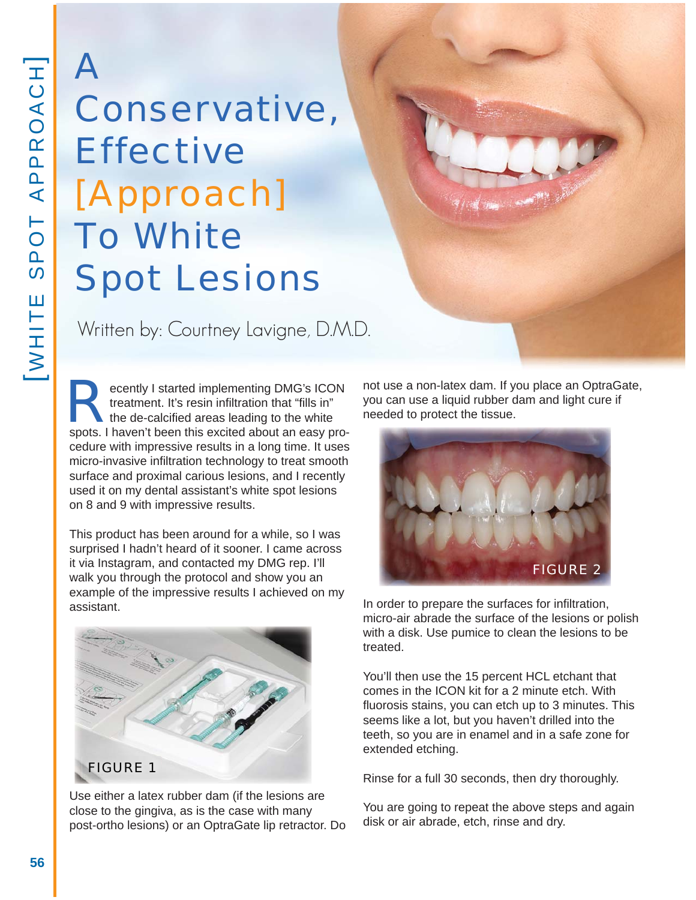# A Conservative, Effective [Approach] To White Spot Lesions

Written by: Courtney Lavigne, D.M.D.

Recently I started implementing DMG's ICON treatment. It's resin infiltration that "fills in" the de-calcified areas leading to the white spots. I haven't been this excited about an easy procedure with impressive results in a long time. It uses micro-invasive infiltration technology to treat smooth surface and proximal carious lesions, and I recently used it on my dental assistant's white spot lesions on 8 and 9 with impressive results.

This product has been around for a while, so I was surprised I hadn't heard of it sooner. I came across it via Instagram, and contacted my DMG rep. I'll walk you through the protocol and show you an example of the impressive results I achieved on my assistant.

FIGURE 1

Use either a latex rubber dam (if the lesions are close to the gingiva, as is the case with many post-ortho lesions) or an OptraGate lip retractor. Do not use a non-latex dam. If you place an OptraGate, you can use a liquid rubber dam and light cure if needed to protect the tissue.

FIGURE 2

In order to prepare the surfaces for infiltration, micro-air abrade the surface of the lesions or polish with a disk. Use pumice to clean the lesions to be treated.

You'll then use the 15 percent HCL etchant that comes in the ICON kit for a 2 minute etch. With fluorosis stains, you can etch up to 3 minutes. This seems like a lot, but you haven't drilled into the teeth, so you are in enamel and in a safe zone for extended etching.

Rinse for a full 30 seconds, then dry thoroughly.

You are going to repeat the above steps and again disk or air abrade, etch, rinse and dry.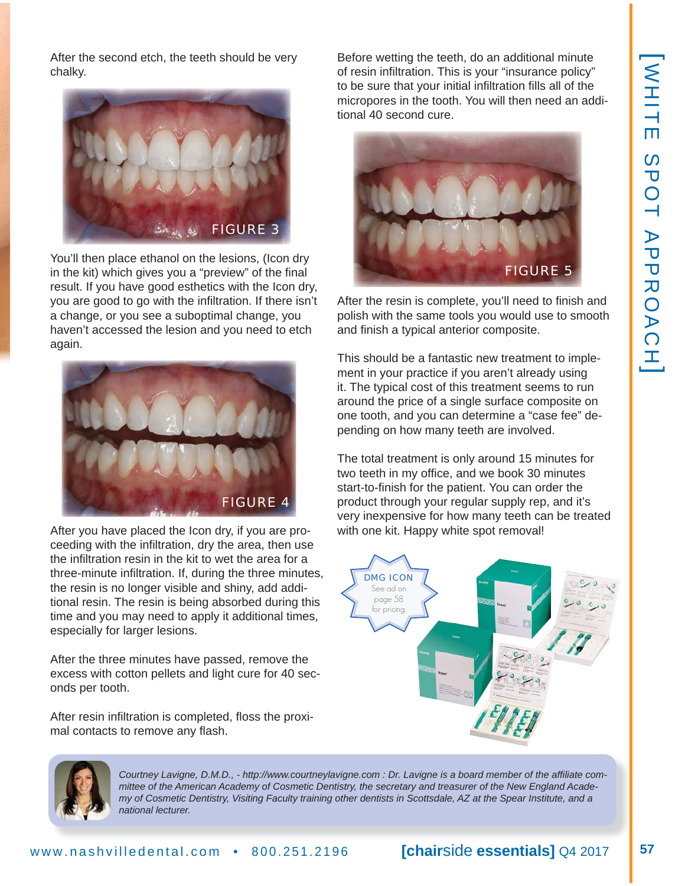After the second etch, the teeth should be very chalky.

FIGURE 3

You'll then place ethanol on the lesions, (Icon dry in the kit) which gives you a "preview" of the final result. If you have good esthetics with the Icon dry, you are good to go with the infiltration. If there isn't a change, or you see a suboptimal change, you haven't accessed the lesion and you need to etch again.

FIGURE 4

After you have placed the Icon dry, if you are proceeding with the infiltration, dry the area, then use the infiltration resin in the kit to wet the area for a three-minute infiltration. If, during the three minutes, the resin is no longer visible and shiny, add additional resin. The resin is being absorbed during this time and you may need to apply it additional times, especially for larger lesions.

After the three minutes have passed, remove the excess with cotton pellets and light cure for 40 seconds per tooth.

After resin infiltration is completed, floss the proximal contacts to remove any flash.

Before wetting the teeth, do an additional minute of resin infiltration. This is your "insurance policy" to be sure that your initial infiltration fills all of the micropores in the tooth. You will then need an additional 40 second cure.

FIGURE 5

After the resin is complete, you'll need to finish and polish with the same tools you would use to smooth and finish a typical anterior composite.

This should be a fantastic new treatment to implement in your practice if you aren't already using it. The typical cost of this treatment seems to run around the price of a single surface composite on one tooth, and you can determine a "case fee" depending on how many teeth are involved.

The total treatment is only around 15 minutes for two teeth in my office, and we book 30 minutes start-to-finish for the patient. You can order the product through your regular supply rep, and it's very inexpensive for how many teeth can be treated with one kit. Happy white spot removal!

DMG ICON
See ad on page 58 for pricing.

*Courtney Lavigne, D.M.D., - http://www.courtneylavigne.com : Dr. Lavigne is a board member of the affiliate committee of the American Academy of Cosmetic Dentistry, the secretary and treasurer of the New England Academy of Cosmetic Dentistry, Visiting Faculty training other dentists in Scottsdale, AZ at the Spear Institute, and a national lecturer.*